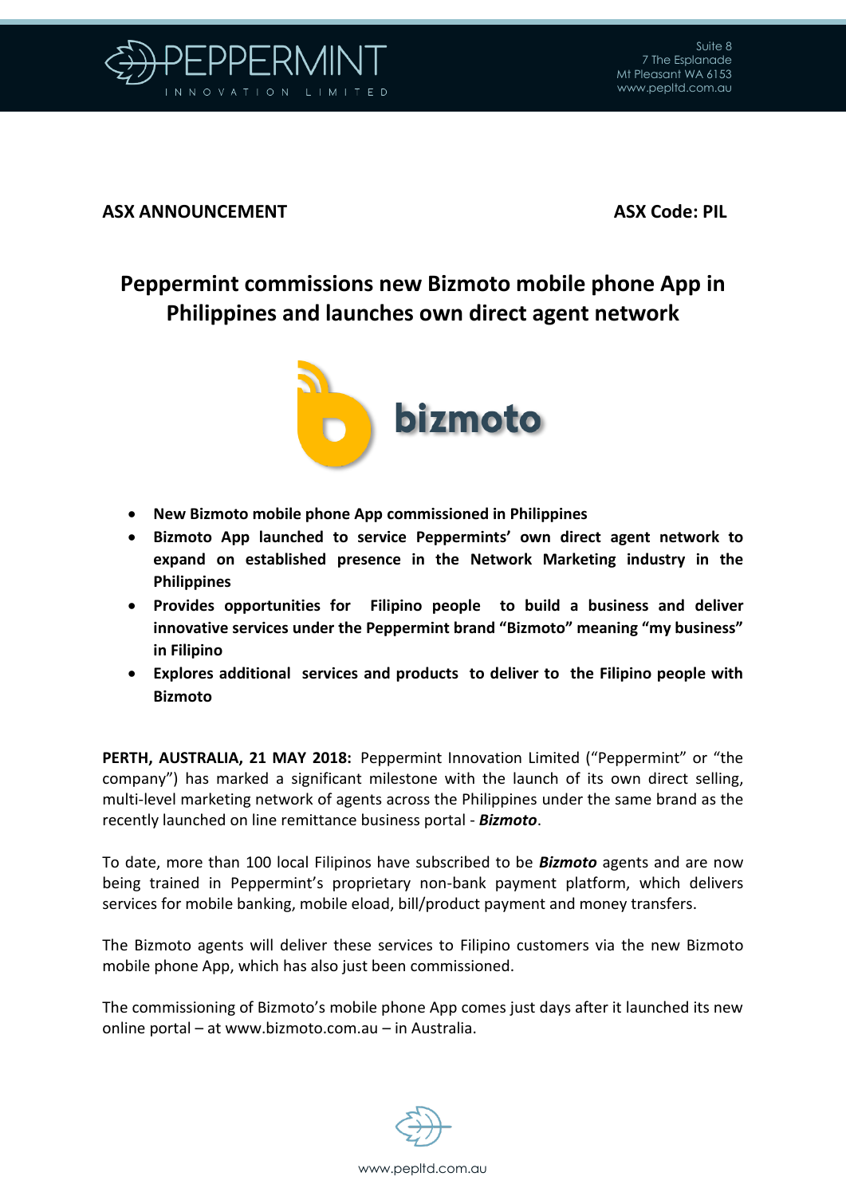Suite 8
7 The Esplanade
Mt Pleasant WA 6153
www.pepltd.com.au

**ASX ANNOUNCEMENT** **ASX Code: PIL**

# Peppermint commissions new Bizmoto mobile phone App in Philippines and launches own direct agent network

- **New Bizmoto mobile phone App commissioned in Philippines**
- **Bizmoto App launched to service Peppermints' own direct agent network to expand on established presence in the Network Marketing industry in the Philippines**
- **Provides opportunities for Filipino people to build a business and deliver innovative services under the Peppermint brand "Bizmoto" meaning "my business" in Filipino**
- **Explores additional services and products to deliver to the Filipino people with Bizmoto**

**PERTH, AUSTRALIA, 21 MAY 2018:** Peppermint Innovation Limited ("Peppermint" or "the company") has marked a significant milestone with the launch of its own direct selling, multi-level marketing network of agents across the Philippines under the same brand as the recently launched on line remittance business portal - ***Bizmoto***.

To date, more than 100 local Filipinos have subscribed to be ***Bizmoto*** agents and are now being trained in Peppermint's proprietary non-bank payment platform, which delivers services for mobile banking, mobile eload, bill/product payment and money transfers.

The Bizmoto agents will deliver these services to Filipino customers via the new Bizmoto mobile phone App, which has also just been commissioned.

The commissioning of Bizmoto's mobile phone App comes just days after it launched its new online portal – at www.bizmoto.com.au – in Australia.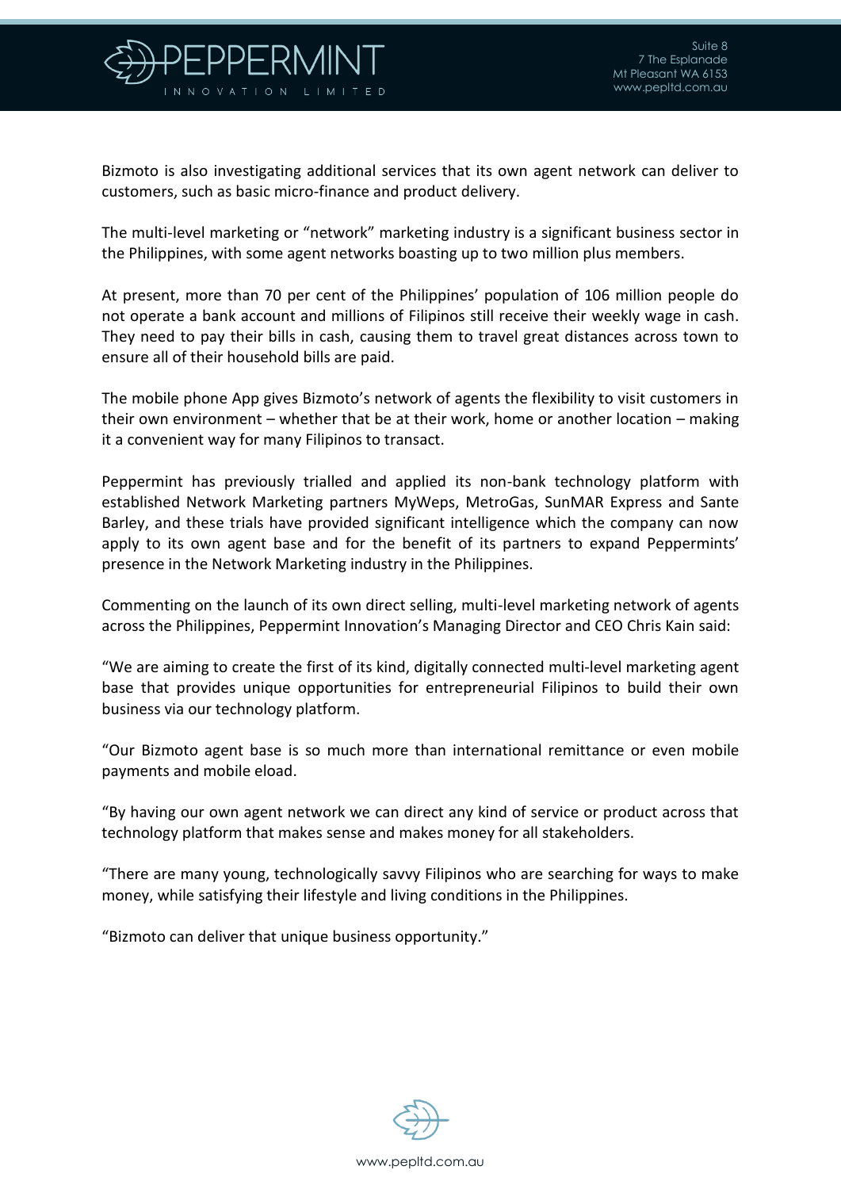Bizmoto is also investigating additional services that its own agent network can deliver to customers, such as basic micro-finance and product delivery.

The multi-level marketing or "network" marketing industry is a significant business sector in the Philippines, with some agent networks boasting up to two million plus members.

At present, more than 70 per cent of the Philippines' population of 106 million people do not operate a bank account and millions of Filipinos still receive their weekly wage in cash. They need to pay their bills in cash, causing them to travel great distances across town to ensure all of their household bills are paid.

The mobile phone App gives Bizmoto's network of agents the flexibility to visit customers in their own environment – whether that be at their work, home or another location – making it a convenient way for many Filipinos to transact.

Peppermint has previously trialled and applied its non-bank technology platform with established Network Marketing partners MyWeps, MetroGas, SunMAR Express and Sante Barley, and these trials have provided significant intelligence which the company can now apply to its own agent base and for the benefit of its partners to expand Peppermints' presence in the Network Marketing industry in the Philippines.

Commenting on the launch of its own direct selling, multi-level marketing network of agents across the Philippines, Peppermint Innovation's Managing Director and CEO Chris Kain said:

"We are aiming to create the first of its kind, digitally connected multi-level marketing agent base that provides unique opportunities for entrepreneurial Filipinos to build their own business via our technology platform.

"Our Bizmoto agent base is so much more than international remittance or even mobile payments and mobile eload.

"By having our own agent network we can direct any kind of service or product across that technology platform that makes sense and makes money for all stakeholders.

"There are many young, technologically savvy Filipinos who are searching for ways to make money, while satisfying their lifestyle and living conditions in the Philippines.

"Bizmoto can deliver that unique business opportunity."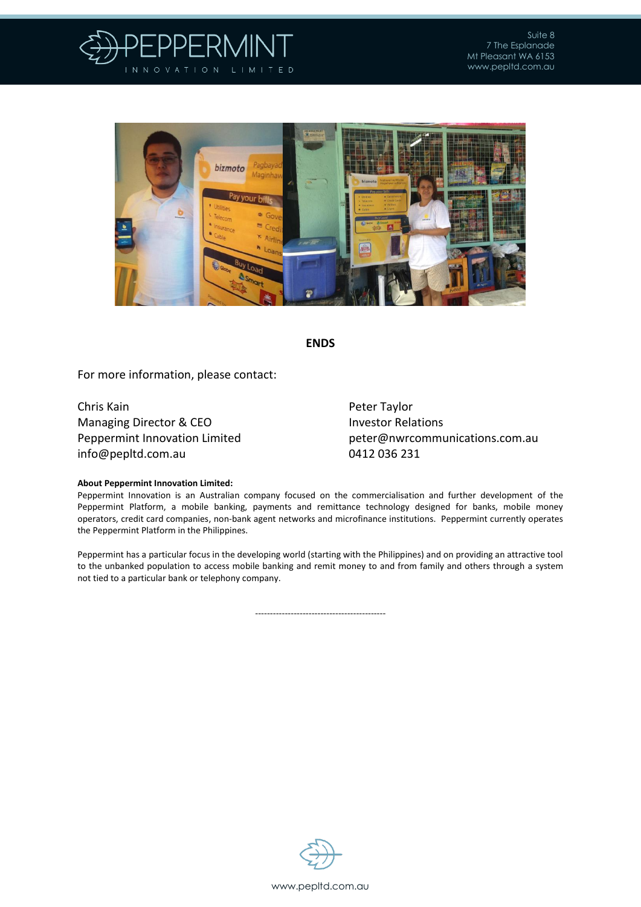**ENDS**

For more information, please contact:

Chris Kain
Managing Director & CEO
Peppermint Innovation Limited
info@pepltd.com.au

Peter Taylor
Investor Relations
peter@nwrcommunications.com.au
0412 036 231

**About Peppermint Innovation Limited:**

Peppermint Innovation is an Australian company focused on the commercialisation and further development of the Peppermint Platform, a mobile banking, payments and remittance technology designed for banks, mobile money operators, credit card companies, non-bank agent networks and microfinance institutions. Peppermint currently operates the Peppermint Platform in the Philippines.

Peppermint has a particular focus in the developing world (starting with the Philippines) and on providing an attractive tool to the unbanked population to access mobile banking and remit money to and from family and others through a system not tied to a particular bank or telephony company.

--------------------------------------------